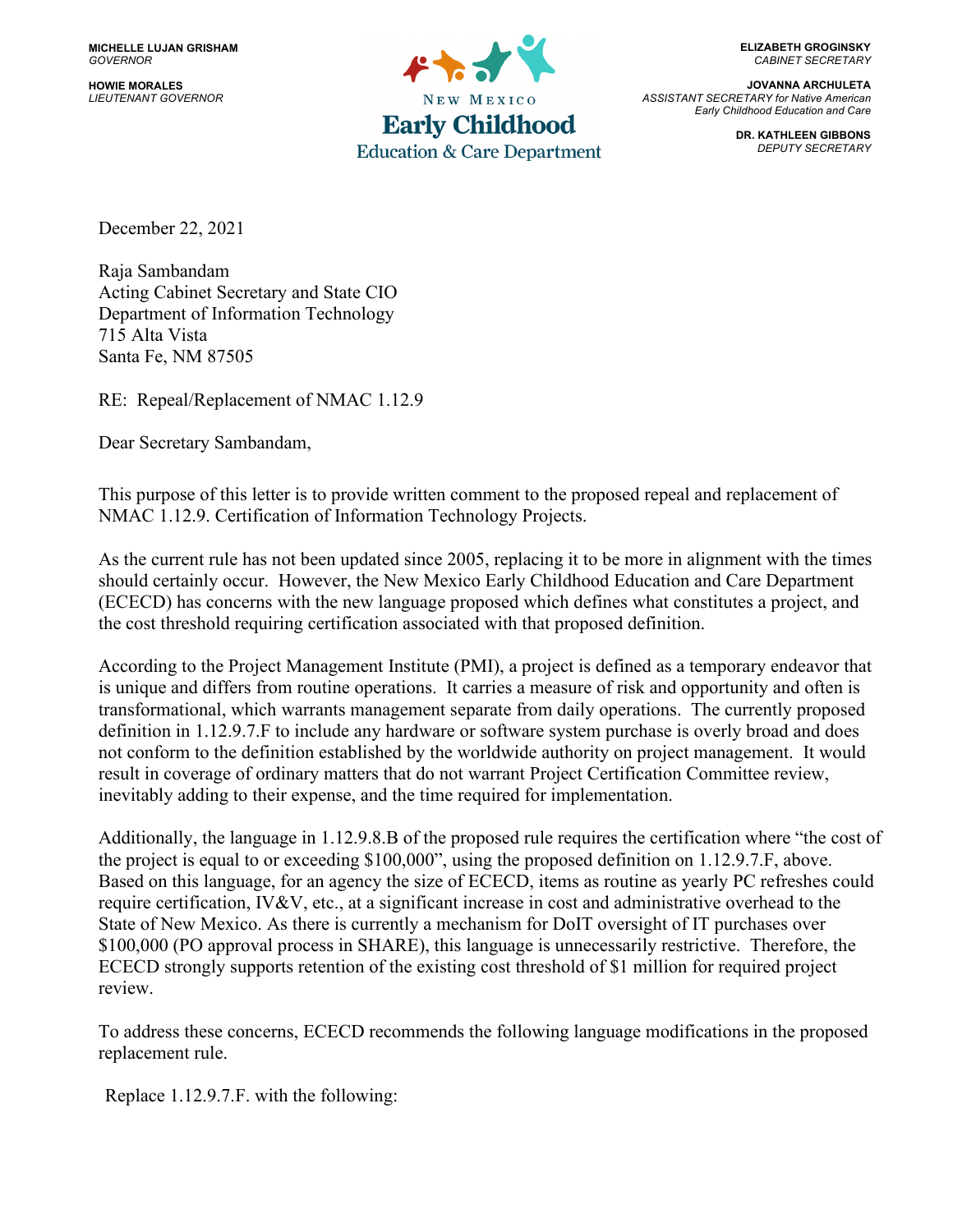**MICHELLE LUJAN GRISHAM**
*GOVERNOR*

**HOWIE MORALES**
*LIEUTENANT GOVERNOR*

NEW MEXICO
**Early Childhood**
Education & Care Department

**ELIZABETH GROGINSKY**
*CABINET SECRETARY*

**JOVANNA ARCHULETA**
*ASSISTANT SECRETARY for Native American Early Childhood Education and Care*

**DR. KATHLEEN GIBBONS**
*DEPUTY SECRETARY*

December 22, 2021

Raja Sambandam
Acting Cabinet Secretary and State CIO
Department of Information Technology
715 Alta Vista
Santa Fe, NM 87505

RE: Repeal/Replacement of NMAC 1.12.9

Dear Secretary Sambandam,

This purpose of this letter is to provide written comment to the proposed repeal and replacement of NMAC 1.12.9. Certification of Information Technology Projects.

As the current rule has not been updated since 2005, replacing it to be more in alignment with the times should certainly occur. However, the New Mexico Early Childhood Education and Care Department (ECECD) has concerns with the new language proposed which defines what constitutes a project, and the cost threshold requiring certification associated with that proposed definition.

According to the Project Management Institute (PMI), a project is defined as a temporary endeavor that is unique and differs from routine operations. It carries a measure of risk and opportunity and often is transformational, which warrants management separate from daily operations. The currently proposed definition in 1.12.9.7.F to include any hardware or software system purchase is overly broad and does not conform to the definition established by the worldwide authority on project management. It would result in coverage of ordinary matters that do not warrant Project Certification Committee review, inevitably adding to their expense, and the time required for implementation.

Additionally, the language in 1.12.9.8.B of the proposed rule requires the certification where "the cost of the project is equal to or exceeding $100,000", using the proposed definition on 1.12.9.7.F, above. Based on this language, for an agency the size of ECECD, items as routine as yearly PC refreshes could require certification, IV&V, etc., at a significant increase in cost and administrative overhead to the State of New Mexico. As there is currently a mechanism for DoIT oversight of IT purchases over $100,000 (PO approval process in SHARE), this language is unnecessarily restrictive. Therefore, the ECECD strongly supports retention of the existing cost threshold of $1 million for required project review.

To address these concerns, ECECD recommends the following language modifications in the proposed replacement rule.

Replace 1.12.9.7.F. with the following: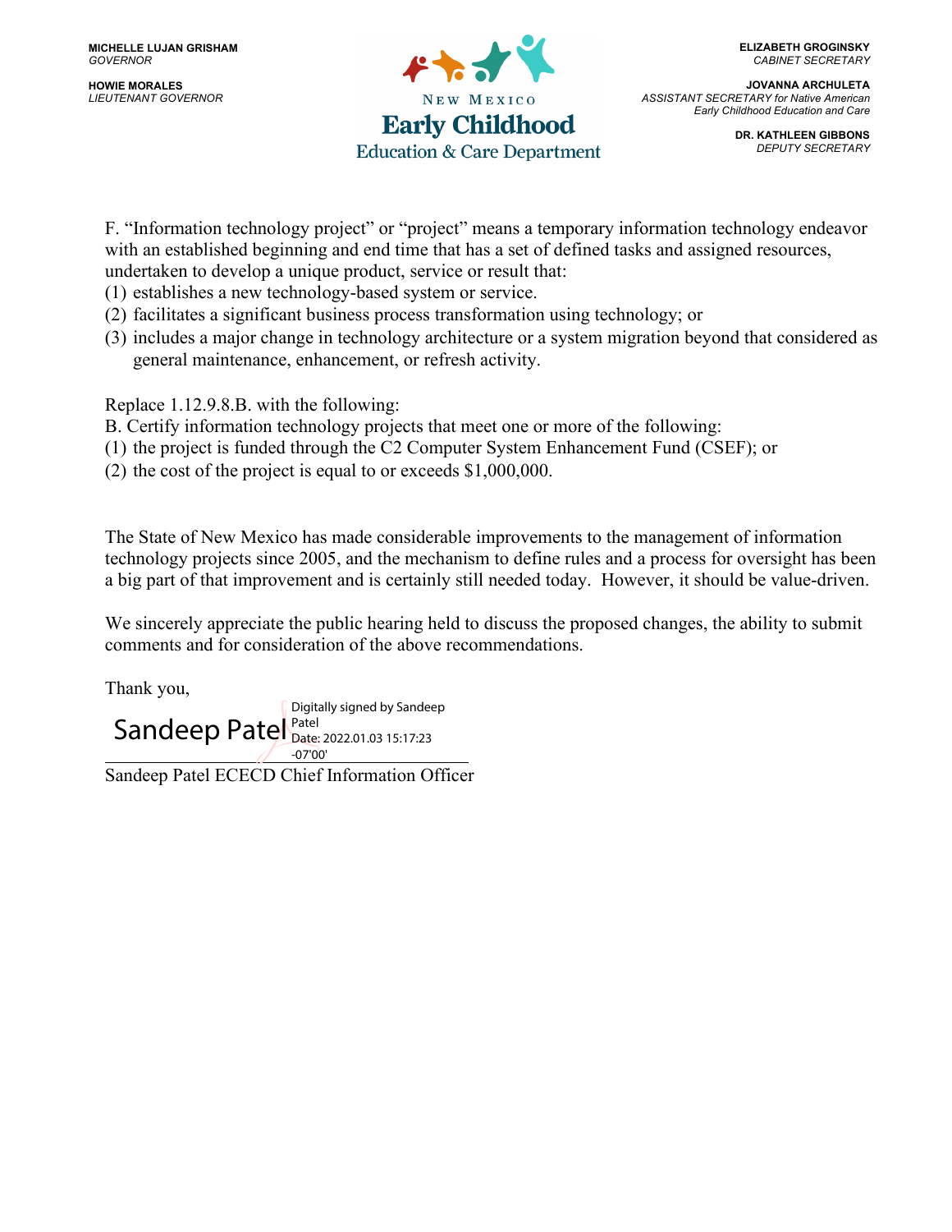MICHELLE LUJAN GRISHAM
*GOVERNOR*

HOWIE MORALES
*LIEUTENANT GOVERNOR*

NEW MEXICO
**Early Childhood**
Education & Care Department

ELIZABETH GROGINSKY
*CABINET SECRETARY*

JOVANNA ARCHULETA
*ASSISTANT SECRETARY for Native American Early Childhood Education and Care*

DR. KATHLEEN GIBBONS
*DEPUTY SECRETARY*

F. "Information technology project" or "project" means a temporary information technology endeavor with an established beginning and end time that has a set of defined tasks and assigned resources, undertaken to develop a unique product, service or result that:

(1) establishes a new technology-based system or service.
(2) facilitates a significant business process transformation using technology; or
(3) includes a major change in technology architecture or a system migration beyond that considered as general maintenance, enhancement, or refresh activity.

Replace 1.12.9.8.B. with the following:

B. Certify information technology projects that meet one or more of the following:

(1) the project is funded through the C2 Computer System Enhancement Fund (CSEF); or
(2) the cost of the project is equal to or exceeds $1,000,000.

The State of New Mexico has made considerable improvements to the management of information technology projects since 2005, and the mechanism to define rules and a process for oversight has been a big part of that improvement and is certainly still needed today. However, it should be value-driven.

We sincerely appreciate the public hearing held to discuss the proposed changes, the ability to submit comments and for consideration of the above recommendations.

Thank you,

Sandeep Patel
Digitally signed by Sandeep Patel
Date: 2022.01.03 15:17:23 -07'00'

Sandeep Patel ECECD Chief Information Officer